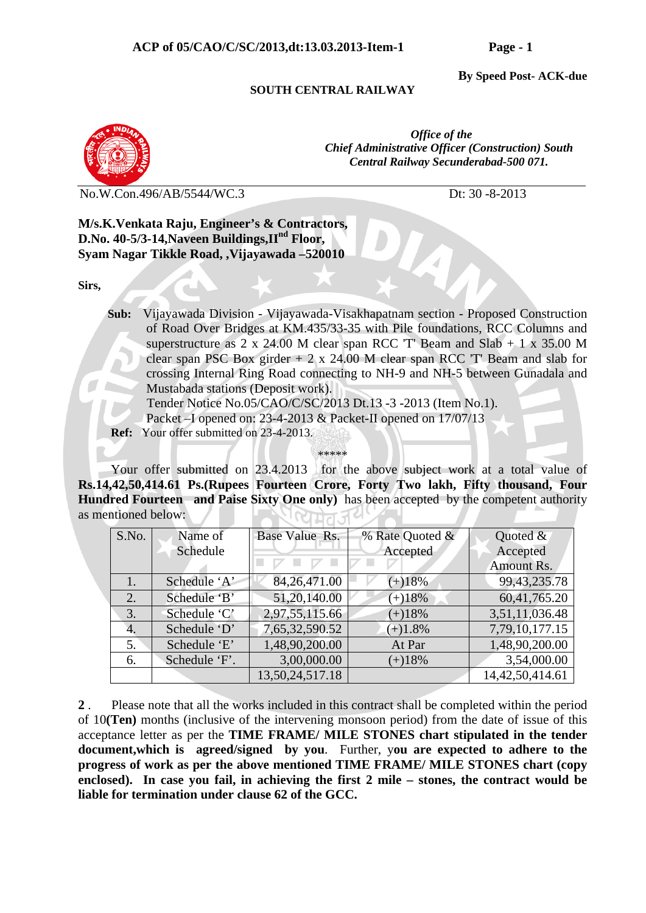**By Speed Post- ACK-due**

**SOUTH CENTRAL RAILWAY**

*Office of the*
*Chief Administrative Officer (Construction) South Central Railway Secunderabad-500 071.*

No.W.Con.496/AB/5544/WC.3 Dt: 30 -8-2013

**M/s.K.Venkata Raju, Engineer's & Contractors,**
**D.No. 40-5/3-14,Naveen Buildings,II[nd] Floor,**
**Syam Nagar Tikkle Road, ,Vijayawada –520010**

**Sirs,**

**Sub:** Vijayawada Division - Vijayawada-Visakhapatnam section - Proposed Construction of Road Over Bridges at KM.435/33-35 with Pile foundations, RCC Columns and superstructure as 2 x 24.00 M clear span RCC 'T' Beam and Slab + 1 x 35.00 M clear span PSC Box girder + 2 x 24.00 M clear span RCC 'T' Beam and slab for crossing Internal Ring Road connecting to NH-9 and NH-5 between Gunadala and Mustabada stations (Deposit work).
Tender Notice No.05/CAO/C/SC/2013 Dt.13 -3 -2013 (Item No.1).
Packet –I opened on: 23-4-2013 & Packet-II opened on 17/07/13

**Ref:** Your offer submitted on 23-4-2013.

\*\*\*\*\*

Your offer submitted on 23.4.2013 for the above subject work at a total value of **Rs.14,42,50,414.61 Ps.(Rupees Fourteen Crore, Forty Two lakh, Fifty thousand, Four Hundred Fourteen and Paise Sixty One only)** has been accepted by the competent authority as mentioned below:

| S.No. | Name of Schedule | Base Value Rs. | % Rate Quoted & Accepted | Quoted & Accepted Amount Rs. |
|---|---|---|---|---|
| 1. | Schedule 'A' | 84,26,471.00 | (+)18% | 99,43,235.78 |
| 2. | Schedule 'B' | 51,20,140.00 | (+)18% | 60,41,765.20 |
| 3. | Schedule 'C' | 2,97,55,115.66 | (+)18% | 3,51,11,036.48 |
| 4. | Schedule 'D' | 7,65,32,590.52 | (+)1.8% | 7,79,10,177.15 |
| 5. | Schedule 'E' | 1,48,90,200.00 | At Par | 1,48,90,200.00 |
| 6. | Schedule 'F'. | 3,00,000.00 | (+)18% | 3,54,000.00 |
| | | 13,50,24,517.18 | | 14,42,50,414.61 |

**2** . Please note that all the works included in this contract shall be completed within the period of 10**(Ten)** months (inclusive of the intervening monsoon period) from the date of issue of this acceptance letter as per the **TIME FRAME/ MILE STONES chart stipulated in the tender document,which is agreed/signed by you**. Further, y**ou are expected to adhere to the progress of work as per the above mentioned TIME FRAME/ MILE STONES chart (copy enclosed). In case you fail, in achieving the first 2 mile – stones, the contract would be liable for termination under clause 62 of the GCC.**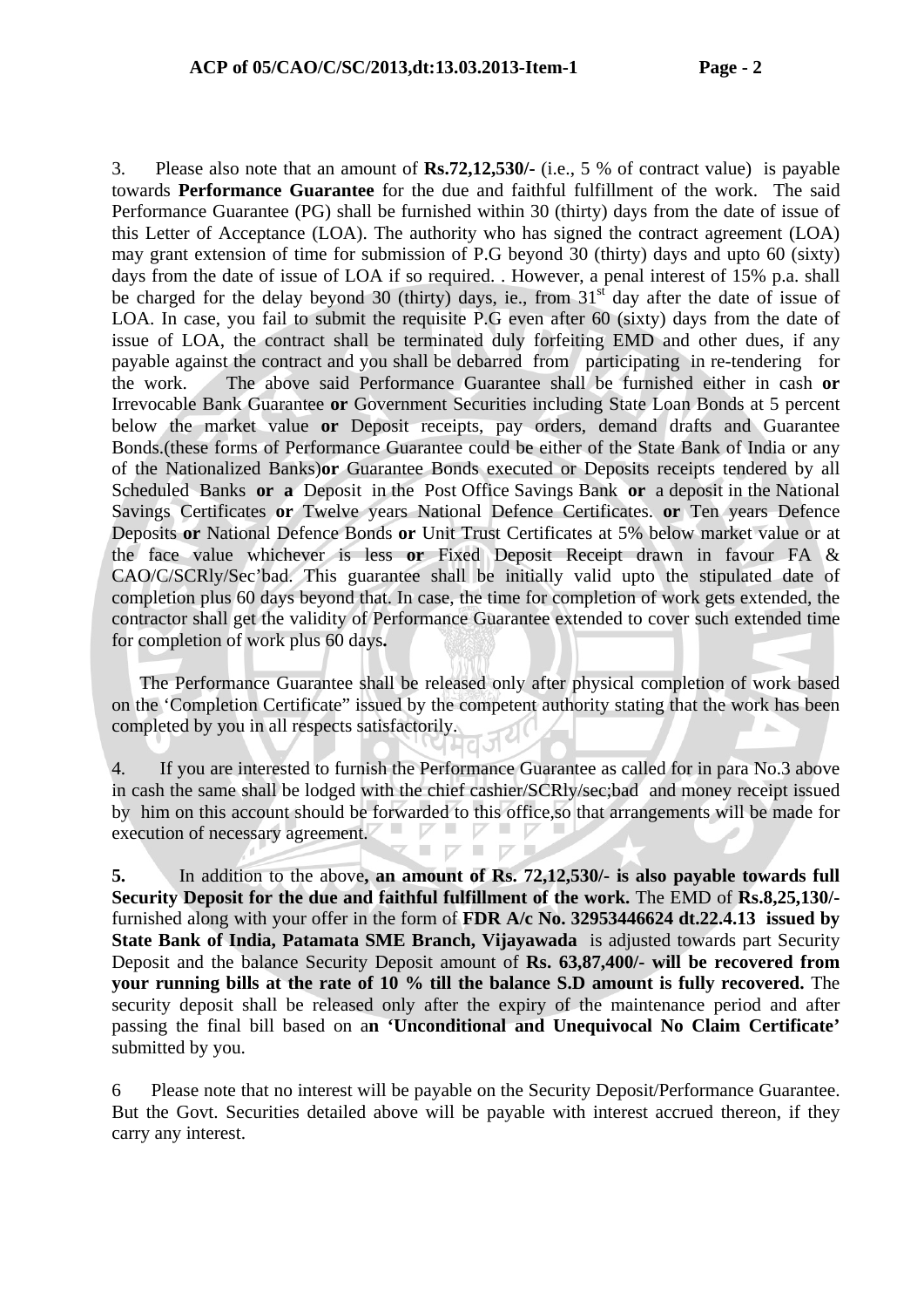3. Please also note that an amount of **Rs.72,12,530/-** (i.e., 5 % of contract value) is payable towards **Performance Guarantee** for the due and faithful fulfillment of the work. The said Performance Guarantee (PG) shall be furnished within 30 (thirty) days from the date of issue of this Letter of Acceptance (LOA). The authority who has signed the contract agreement (LOA) may grant extension of time for submission of P.G beyond 30 (thirty) days and upto 60 (sixty) days from the date of issue of LOA if so required. . However, a penal interest of 15% p.a. shall be charged for the delay beyond 30 (thirty) days, ie., from 31st day after the date of issue of LOA. In case, you fail to submit the requisite P.G even after 60 (sixty) days from the date of issue of LOA, the contract shall be terminated duly forfeiting EMD and other dues, if any payable against the contract and you shall be debarred from participating in re-tendering for the work. The above said Performance Guarantee shall be furnished either in cash **or** Irrevocable Bank Guarantee **or** Government Securities including State Loan Bonds at 5 percent below the market value **or** Deposit receipts, pay orders, demand drafts and Guarantee Bonds.(these forms of Performance Guarantee could be either of the State Bank of India or any of the Nationalized Banks)**or** Guarantee Bonds executed or Deposits receipts tendered by all Scheduled Banks **or a** Deposit in the Post Office Savings Bank **or** a deposit in the National Savings Certificates **or** Twelve years National Defence Certificates. **or** Ten years Defence Deposits **or** National Defence Bonds **or** Unit Trust Certificates at 5% below market value or at the face value whichever is less **or** Fixed Deposit Receipt drawn in favour FA & CAO/C/SCRly/Sec'bad. This guarantee shall be initially valid upto the stipulated date of completion plus 60 days beyond that. In case, the time for completion of work gets extended, the contractor shall get the validity of Performance Guarantee extended to cover such extended time for completion of work plus 60 days**.**

The Performance Guarantee shall be released only after physical completion of work based on the 'Completion Certificate" issued by the competent authority stating that the work has been completed by you in all respects satisfactorily.

4. If you are interested to furnish the Performance Guarantee as called for in para No.3 above in cash the same shall be lodged with the chief cashier/SCRly/sec;bad and money receipt issued by him on this account should be forwarded to this office,so that arrangements will be made for execution of necessary agreement.

**5.** In addition to the above**, an amount of Rs. 72,12,530/- is also payable towards full Security Deposit for the due and faithful fulfillment of the work.** The EMD of **Rs.8,25,130/-** furnished along with your offer in the form of **FDR A/c No. 32953446624 dt.22.4.13 issued by State Bank of India, Patamata SME Branch, Vijayawada** is adjusted towards part Security Deposit and the balance Security Deposit amount of **Rs. 63,87,400/- will be recovered from your running bills at the rate of 10 % till the balance S.D amount is fully recovered.** The security deposit shall be released only after the expiry of the maintenance period and after passing the final bill based on a**n 'Unconditional and Unequivocal No Claim Certificate'** submitted by you.

6 Please note that no interest will be payable on the Security Deposit/Performance Guarantee. But the Govt. Securities detailed above will be payable with interest accrued thereon, if they carry any interest.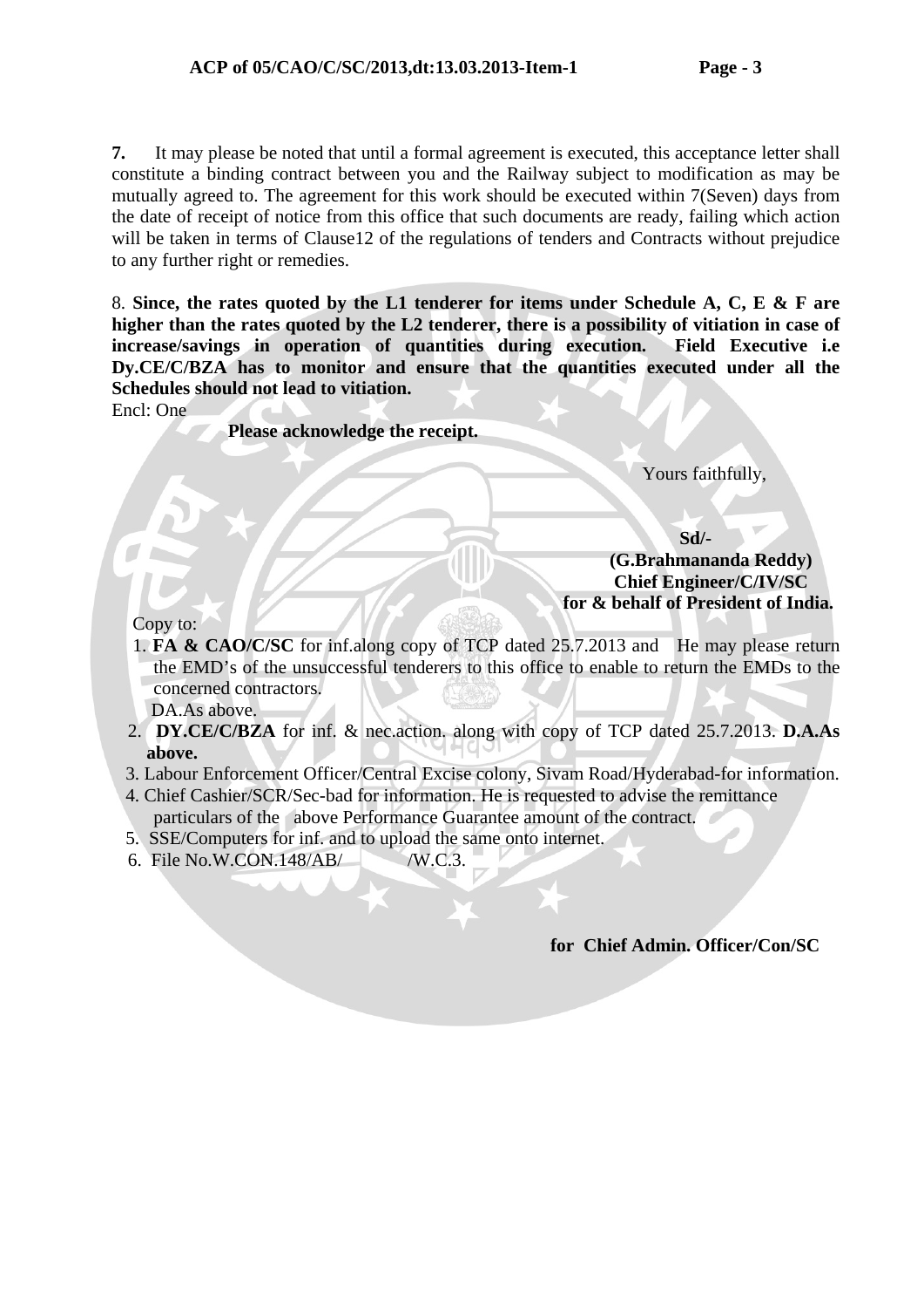**7.** It may please be noted that until a formal agreement is executed, this acceptance letter shall constitute a binding contract between you and the Railway subject to modification as may be mutually agreed to. The agreement for this work should be executed within 7(Seven) days from the date of receipt of notice from this office that such documents are ready, failing which action will be taken in terms of Clause12 of the regulations of tenders and Contracts without prejudice to any further right or remedies.

8. **Since, the rates quoted by the L1 tenderer for items under Schedule A, C, E & F are higher than the rates quoted by the L2 tenderer, there is a possibility of vitiation in case of increase/savings in operation of quantities during execution. Field Executive i.e Dy.CE/C/BZA has to monitor and ensure that the quantities executed under all the Schedules should not lead to vitiation.**

Encl: One

**Please acknowledge the receipt.**

Yours faithfully,

**Sd/-**
**(G.Brahmananda Reddy)**
**Chief Engineer/C/IV/SC**
**for & behalf of President of India.**

Copy to:

1. **FA & CAO/C/SC** for inf.along copy of TCP dated 25.7.2013 and He may please return the EMD's of the unsuccessful tenderers to this office to enable to return the EMDs to the concerned contractors.
   DA.As above.
2. **DY.CE/C/BZA** for inf. & nec.action. along with copy of TCP dated 25.7.2013. **D.A.As above.**
3. Labour Enforcement Officer/Central Excise colony, Sivam Road/Hyderabad-for information.
4. Chief Cashier/SCR/Sec-bad for information. He is requested to advise the remittance particulars of the above Performance Guarantee amount of the contract.
5. SSE/Computers for inf. and to upload the same onto internet.
6. File No.W.CON.148/AB/ /W.C.3.

**for Chief Admin. Officer/Con/SC**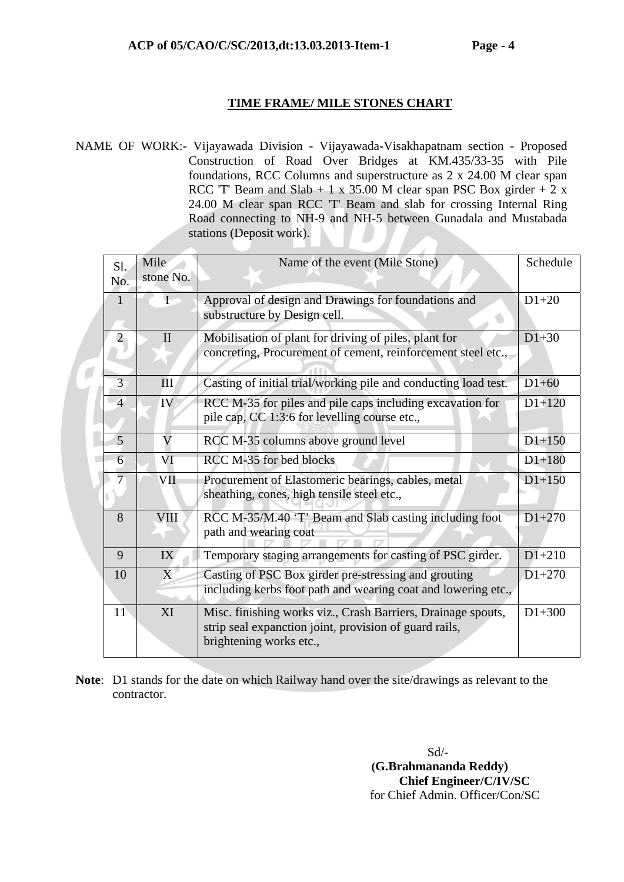## TIME FRAME/ MILE STONES CHART

NAME OF WORK:- Vijayawada Division - Vijayawada-Visakhapatnam section - Proposed Construction of Road Over Bridges at KM.435/33-35 with Pile foundations, RCC Columns and superstructure as 2 x 24.00 M clear span RCC 'T' Beam and Slab + 1 x 35.00 M clear span PSC Box girder + 2 x 24.00 M clear span RCC 'T' Beam and slab for crossing Internal Ring Road connecting to NH-9 and NH-5 between Gunadala and Mustabada stations (Deposit work).

| Sl. No. | Mile stone No. | Name of the event (Mile Stone) | Schedule |
|---|---|---|---|
| 1 | I | Approval of design and Drawings for foundations and substructure by Design cell. | D1+20 |
| 2 | II | Mobilisation of plant for driving of piles, plant for concreting, Procurement of cement, reinforcement steel etc., | D1+30 |
| 3 | III | Casting of initial trial/working pile and conducting load test. | D1+60 |
| 4 | IV | RCC M-35 for piles and pile caps including excavation for pile cap, CC 1:3:6 for levelling course etc., | D1+120 |
| 5 | V | RCC M-35 columns above ground level | D1+150 |
| 6 | VI | RCC M-35 for bed blocks | D1+180 |
| 7 | VII | Procurement of Elastomeric bearings, cables, metal sheathing, cones, high tensile steel etc., | D1+150 |
| 8 | VIII | RCC M-35/M.40 'T' Beam and Slab casting including foot path and wearing coat | D1+270 |
| 9 | IX | Temporary staging arrangements for casting of PSC girder. | D1+210 |
| 10 | X | Casting of PSC Box girder pre-stressing and grouting including kerbs foot path and wearing coat and lowering etc., | D1+270 |
| 11 | XI | Misc. finishing works viz., Crash Barriers, Drainage spouts, strip seal expanction joint, provision of guard rails, brightening works etc., | D1+300 |

**Note**: D1 stands for the date on which Railway hand over the site/drawings as relevant to the contractor.

Sd/-
**(G.Brahmananda Reddy)**
**Chief Engineer/C/IV/SC**
for Chief Admin. Officer/Con/SC